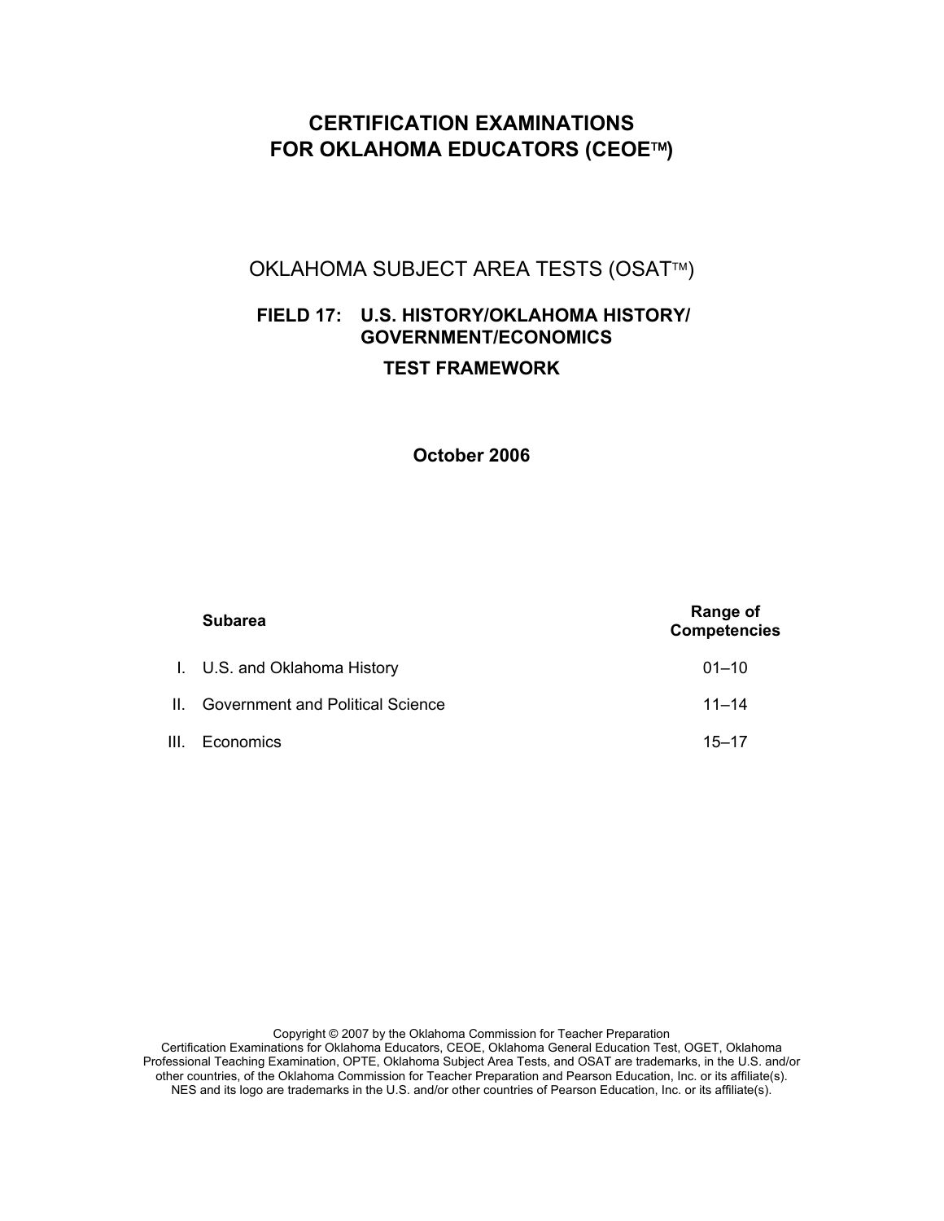# CERTIFICATION EXAMINATIONS FOR OKLAHOMA EDUCATORS (CEOE™)

## OKLAHOMA SUBJECT AREA TESTS (OSAT™)

### FIELD 17: U.S. HISTORY/OKLAHOMA HISTORY/ GOVERNMENT/ECONOMICS

### TEST FRAMEWORK

**October 2006**

| | **Subarea** | **Range of Competencies** |
|---|---|---|
| I. | U.S. and Oklahoma History | 01–10 |
| II. | Government and Political Science | 11–14 |
| III. | Economics | 15–17 |

Copyright © 2007 by the Oklahoma Commission for Teacher Preparation
Certification Examinations for Oklahoma Educators, CEOE, Oklahoma General Education Test, OGET, Oklahoma Professional Teaching Examination, OPTE, Oklahoma Subject Area Tests, and OSAT are trademarks, in the U.S. and/or other countries, of the Oklahoma Commission for Teacher Preparation and Pearson Education, Inc. or its affiliate(s).
NES and its logo are trademarks in the U.S. and/or other countries of Pearson Education, Inc. or its affiliate(s).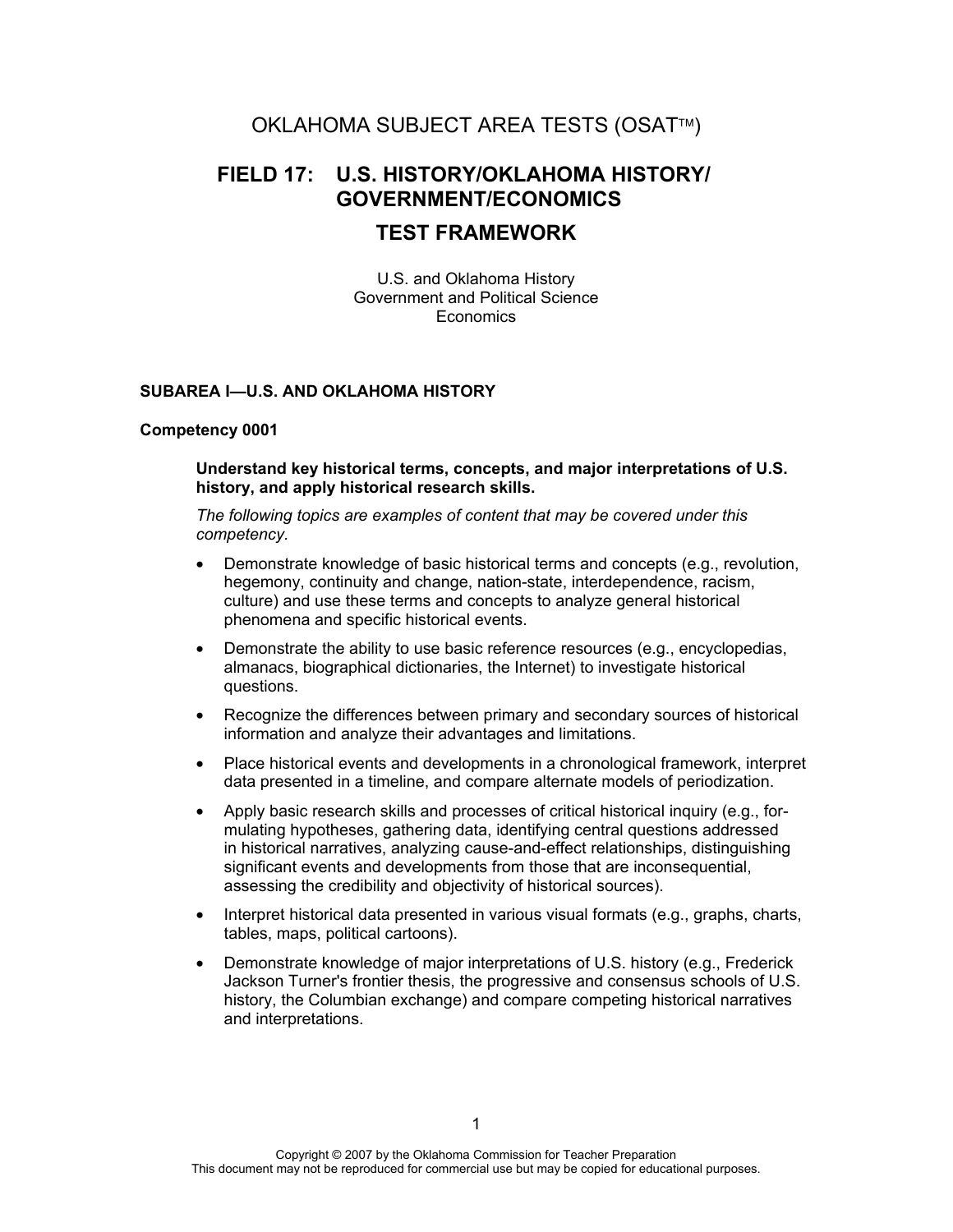# OKLAHOMA SUBJECT AREA TESTS (OSAT™)

## FIELD 17: U.S. HISTORY/OKLAHOMA HISTORY/ GOVERNMENT/ECONOMICS

## TEST FRAMEWORK

U.S. and Oklahoma History
Government and Political Science
Economics

### SUBAREA I—U.S. AND OKLAHOMA HISTORY

**Competency 0001**

**Understand key historical terms, concepts, and major interpretations of U.S. history, and apply historical research skills.**

*The following topics are examples of content that may be covered under this competency.*

- Demonstrate knowledge of basic historical terms and concepts (e.g., revolution, hegemony, continuity and change, nation-state, interdependence, racism, culture) and use these terms and concepts to analyze general historical phenomena and specific historical events.
- Demonstrate the ability to use basic reference resources (e.g., encyclopedias, almanacs, biographical dictionaries, the Internet) to investigate historical questions.
- Recognize the differences between primary and secondary sources of historical information and analyze their advantages and limitations.
- Place historical events and developments in a chronological framework, interpret data presented in a timeline, and compare alternate models of periodization.
- Apply basic research skills and processes of critical historical inquiry (e.g., formulating hypotheses, gathering data, identifying central questions addressed in historical narratives, analyzing cause-and-effect relationships, distinguishing significant events and developments from those that are inconsequential, assessing the credibility and objectivity of historical sources).
- Interpret historical data presented in various visual formats (e.g., graphs, charts, tables, maps, political cartoons).
- Demonstrate knowledge of major interpretations of U.S. history (e.g., Frederick Jackson Turner's frontier thesis, the progressive and consensus schools of U.S. history, the Columbian exchange) and compare competing historical narratives and interpretations.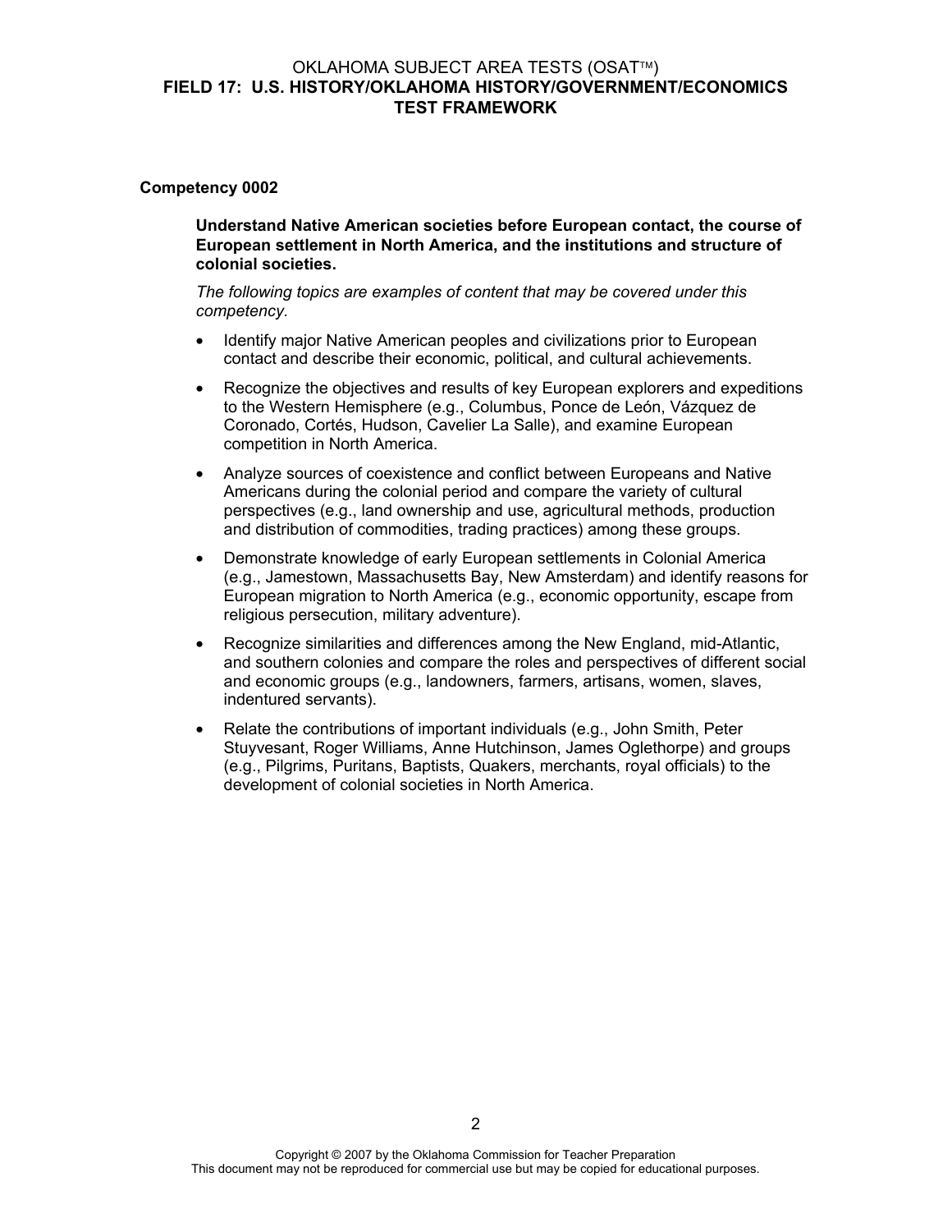## Competency 0002

**Understand Native American societies before European contact, the course of European settlement in North America, and the institutions and structure of colonial societies.**

*The following topics are examples of content that may be covered under this competency.*

- Identify major Native American peoples and civilizations prior to European contact and describe their economic, political, and cultural achievements.
- Recognize the objectives and results of key European explorers and expeditions to the Western Hemisphere (e.g., Columbus, Ponce de León, Vázquez de Coronado, Cortés, Hudson, Cavelier La Salle), and examine European competition in North America.
- Analyze sources of coexistence and conflict between Europeans and Native Americans during the colonial period and compare the variety of cultural perspectives (e.g., land ownership and use, agricultural methods, production and distribution of commodities, trading practices) among these groups.
- Demonstrate knowledge of early European settlements in Colonial America (e.g., Jamestown, Massachusetts Bay, New Amsterdam) and identify reasons for European migration to North America (e.g., economic opportunity, escape from religious persecution, military adventure).
- Recognize similarities and differences among the New England, mid-Atlantic, and southern colonies and compare the roles and perspectives of different social and economic groups (e.g., landowners, farmers, artisans, women, slaves, indentured servants).
- Relate the contributions of important individuals (e.g., John Smith, Peter Stuyvesant, Roger Williams, Anne Hutchinson, James Oglethorpe) and groups (e.g., Pilgrims, Puritans, Baptists, Quakers, merchants, royal officials) to the development of colonial societies in North America.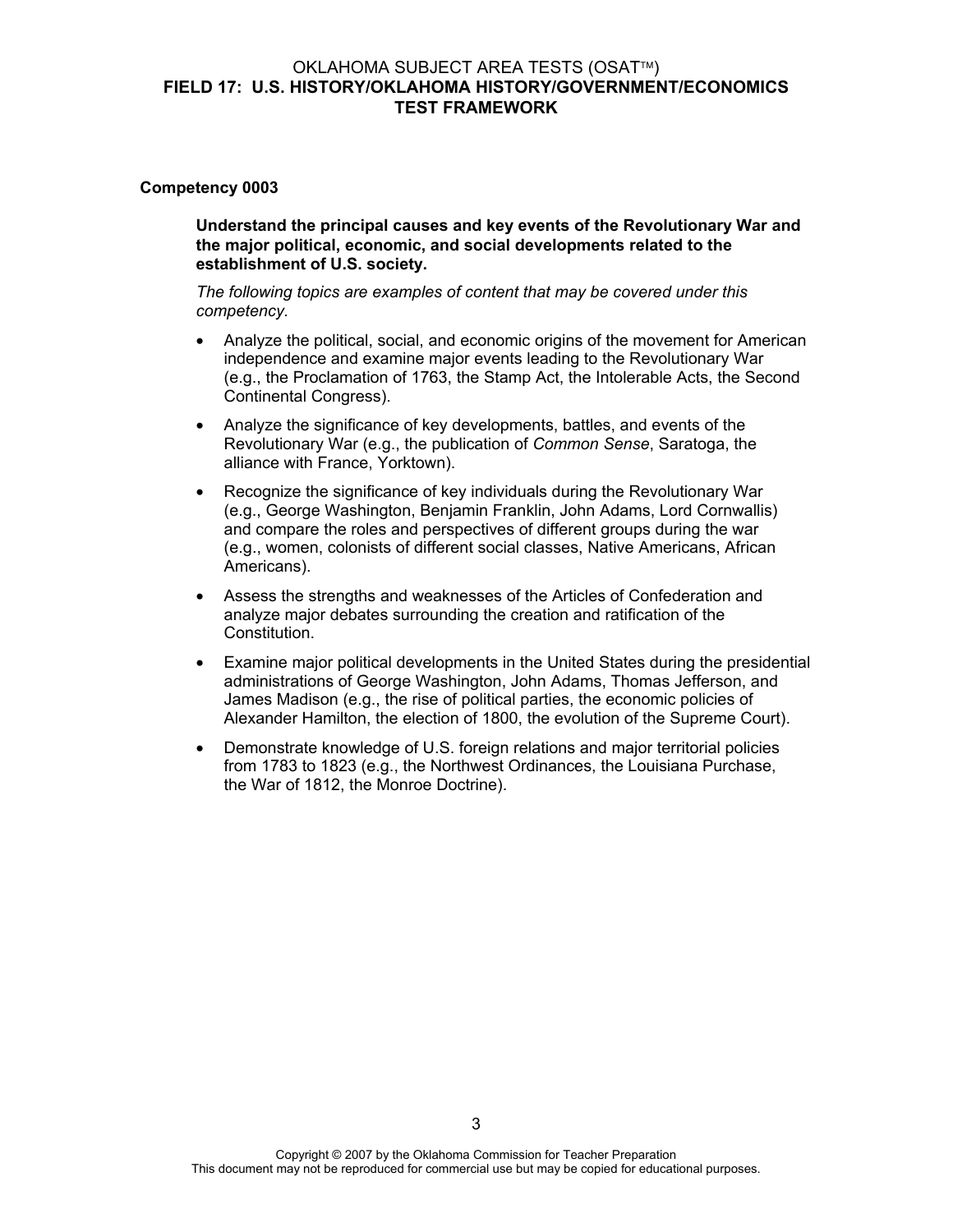## Competency 0003

**Understand the principal causes and key events of the Revolutionary War and the major political, economic, and social developments related to the establishment of U.S. society.**

*The following topics are examples of content that may be covered under this competency.*

- Analyze the political, social, and economic origins of the movement for American independence and examine major events leading to the Revolutionary War (e.g., the Proclamation of 1763, the Stamp Act, the Intolerable Acts, the Second Continental Congress).
- Analyze the significance of key developments, battles, and events of the Revolutionary War (e.g., the publication of *Common Sense*, Saratoga, the alliance with France, Yorktown).
- Recognize the significance of key individuals during the Revolutionary War (e.g., George Washington, Benjamin Franklin, John Adams, Lord Cornwallis) and compare the roles and perspectives of different groups during the war (e.g., women, colonists of different social classes, Native Americans, African Americans).
- Assess the strengths and weaknesses of the Articles of Confederation and analyze major debates surrounding the creation and ratification of the Constitution.
- Examine major political developments in the United States during the presidential administrations of George Washington, John Adams, Thomas Jefferson, and James Madison (e.g., the rise of political parties, the economic policies of Alexander Hamilton, the election of 1800, the evolution of the Supreme Court).
- Demonstrate knowledge of U.S. foreign relations and major territorial policies from 1783 to 1823 (e.g., the Northwest Ordinances, the Louisiana Purchase, the War of 1812, the Monroe Doctrine).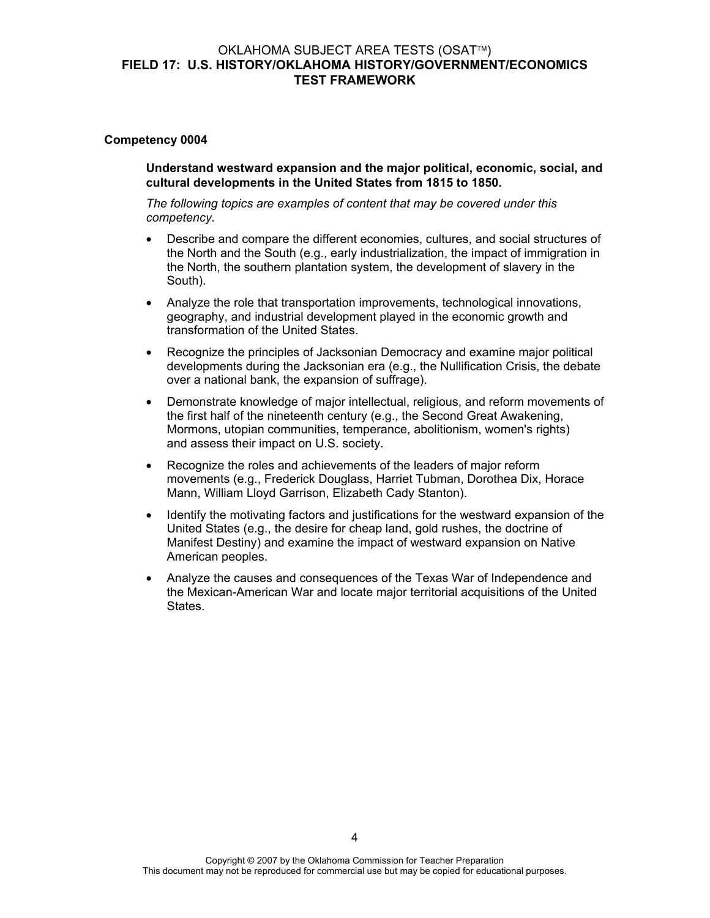**Competency 0004**

**Understand westward expansion and the major political, economic, social, and cultural developments in the United States from 1815 to 1850.**

*The following topics are examples of content that may be covered under this competency.*

- Describe and compare the different economies, cultures, and social structures of the North and the South (e.g., early industrialization, the impact of immigration in the North, the southern plantation system, the development of slavery in the South).
- Analyze the role that transportation improvements, technological innovations, geography, and industrial development played in the economic growth and transformation of the United States.
- Recognize the principles of Jacksonian Democracy and examine major political developments during the Jacksonian era (e.g., the Nullification Crisis, the debate over a national bank, the expansion of suffrage).
- Demonstrate knowledge of major intellectual, religious, and reform movements of the first half of the nineteenth century (e.g., the Second Great Awakening, Mormons, utopian communities, temperance, abolitionism, women's rights) and assess their impact on U.S. society.
- Recognize the roles and achievements of the leaders of major reform movements (e.g., Frederick Douglass, Harriet Tubman, Dorothea Dix, Horace Mann, William Lloyd Garrison, Elizabeth Cady Stanton).
- Identify the motivating factors and justifications for the westward expansion of the United States (e.g., the desire for cheap land, gold rushes, the doctrine of Manifest Destiny) and examine the impact of westward expansion on Native American peoples.
- Analyze the causes and consequences of the Texas War of Independence and the Mexican-American War and locate major territorial acquisitions of the United States.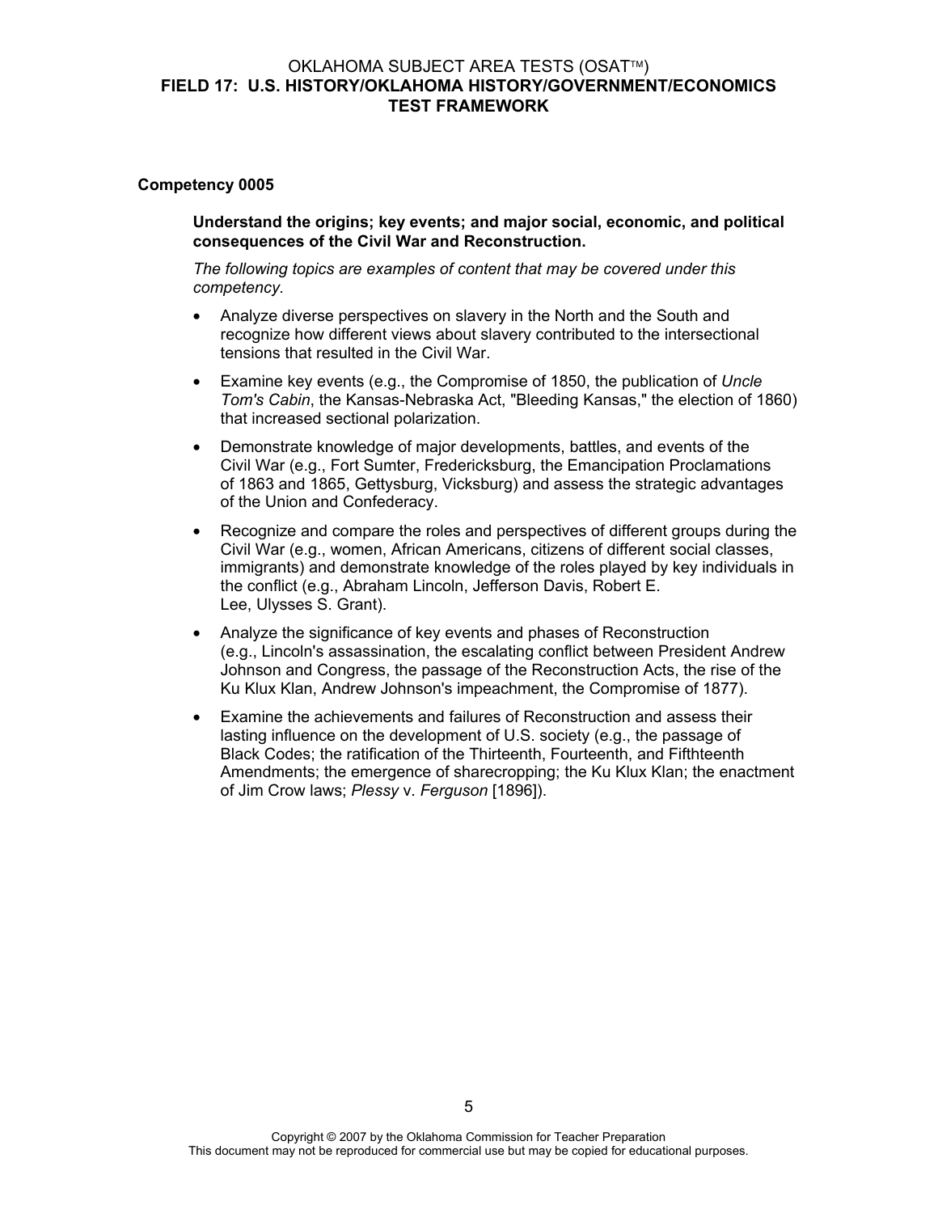**Competency 0005**

**Understand the origins; key events; and major social, economic, and political consequences of the Civil War and Reconstruction.**

*The following topics are examples of content that may be covered under this competency.*

- Analyze diverse perspectives on slavery in the North and the South and recognize how different views about slavery contributed to the intersectional tensions that resulted in the Civil War.
- Examine key events (e.g., the Compromise of 1850, the publication of *Uncle Tom's Cabin*, the Kansas-Nebraska Act, "Bleeding Kansas," the election of 1860) that increased sectional polarization.
- Demonstrate knowledge of major developments, battles, and events of the Civil War (e.g., Fort Sumter, Fredericksburg, the Emancipation Proclamations of 1863 and 1865, Gettysburg, Vicksburg) and assess the strategic advantages of the Union and Confederacy.
- Recognize and compare the roles and perspectives of different groups during the Civil War (e.g., women, African Americans, citizens of different social classes, immigrants) and demonstrate knowledge of the roles played by key individuals in the conflict (e.g., Abraham Lincoln, Jefferson Davis, Robert E. Lee, Ulysses S. Grant).
- Analyze the significance of key events and phases of Reconstruction (e.g., Lincoln's assassination, the escalating conflict between President Andrew Johnson and Congress, the passage of the Reconstruction Acts, the rise of the Ku Klux Klan, Andrew Johnson's impeachment, the Compromise of 1877).
- Examine the achievements and failures of Reconstruction and assess their lasting influence on the development of U.S. society (e.g., the passage of Black Codes; the ratification of the Thirteenth, Fourteenth, and Fifthteenth Amendments; the emergence of sharecropping; the Ku Klux Klan; the enactment of Jim Crow laws; *Plessy* v. *Ferguson* [1896]).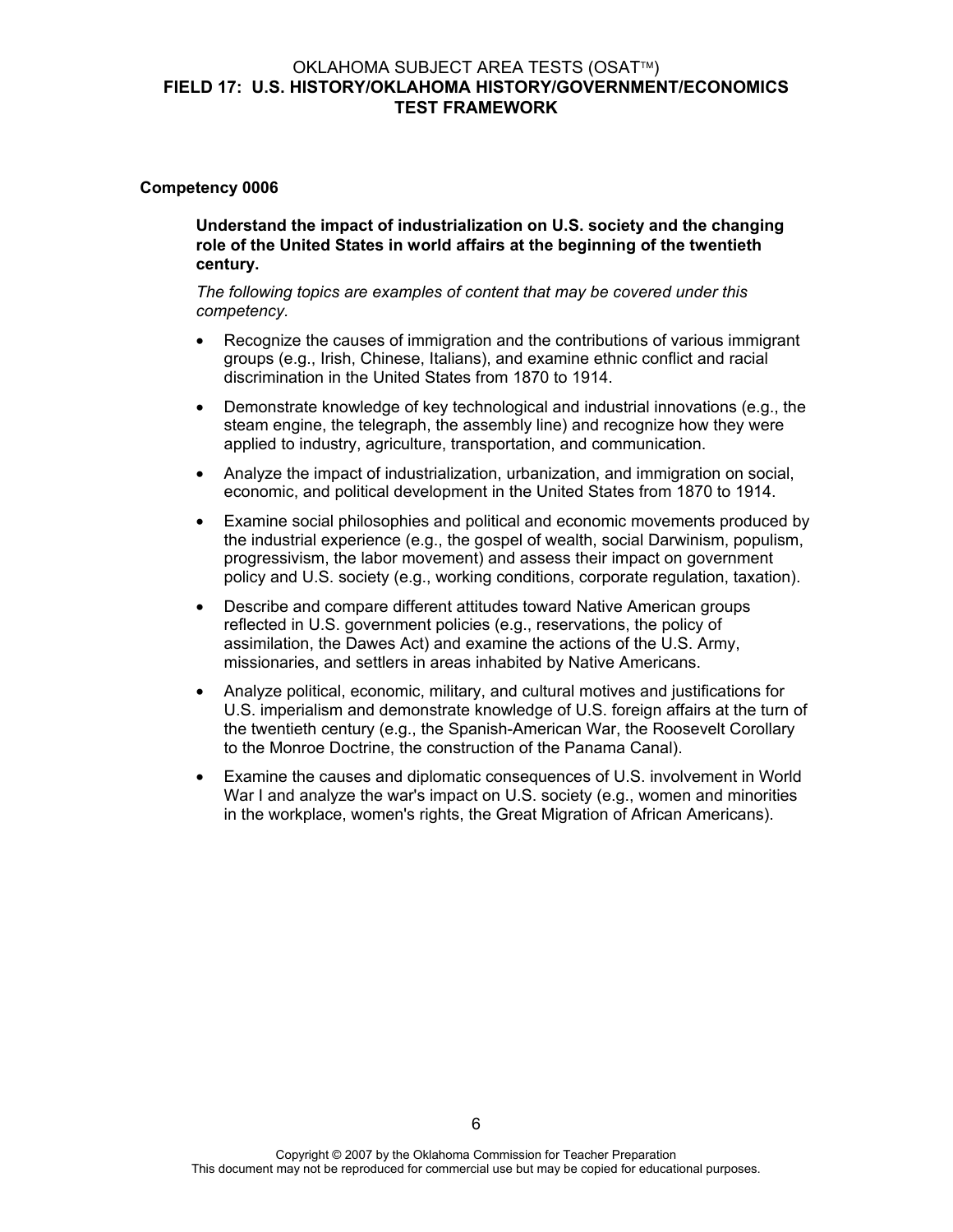**Competency 0006**

**Understand the impact of industrialization on U.S. society and the changing role of the United States in world affairs at the beginning of the twentieth century.**

*The following topics are examples of content that may be covered under this competency.*

- Recognize the causes of immigration and the contributions of various immigrant groups (e.g., Irish, Chinese, Italians), and examine ethnic conflict and racial discrimination in the United States from 1870 to 1914.
- Demonstrate knowledge of key technological and industrial innovations (e.g., the steam engine, the telegraph, the assembly line) and recognize how they were applied to industry, agriculture, transportation, and communication.
- Analyze the impact of industrialization, urbanization, and immigration on social, economic, and political development in the United States from 1870 to 1914.
- Examine social philosophies and political and economic movements produced by the industrial experience (e.g., the gospel of wealth, social Darwinism, populism, progressivism, the labor movement) and assess their impact on government policy and U.S. society (e.g., working conditions, corporate regulation, taxation).
- Describe and compare different attitudes toward Native American groups reflected in U.S. government policies (e.g., reservations, the policy of assimilation, the Dawes Act) and examine the actions of the U.S. Army, missionaries, and settlers in areas inhabited by Native Americans.
- Analyze political, economic, military, and cultural motives and justifications for U.S. imperialism and demonstrate knowledge of U.S. foreign affairs at the turn of the twentieth century (e.g., the Spanish-American War, the Roosevelt Corollary to the Monroe Doctrine, the construction of the Panama Canal).
- Examine the causes and diplomatic consequences of U.S. involvement in World War I and analyze the war's impact on U.S. society (e.g., women and minorities in the workplace, women's rights, the Great Migration of African Americans).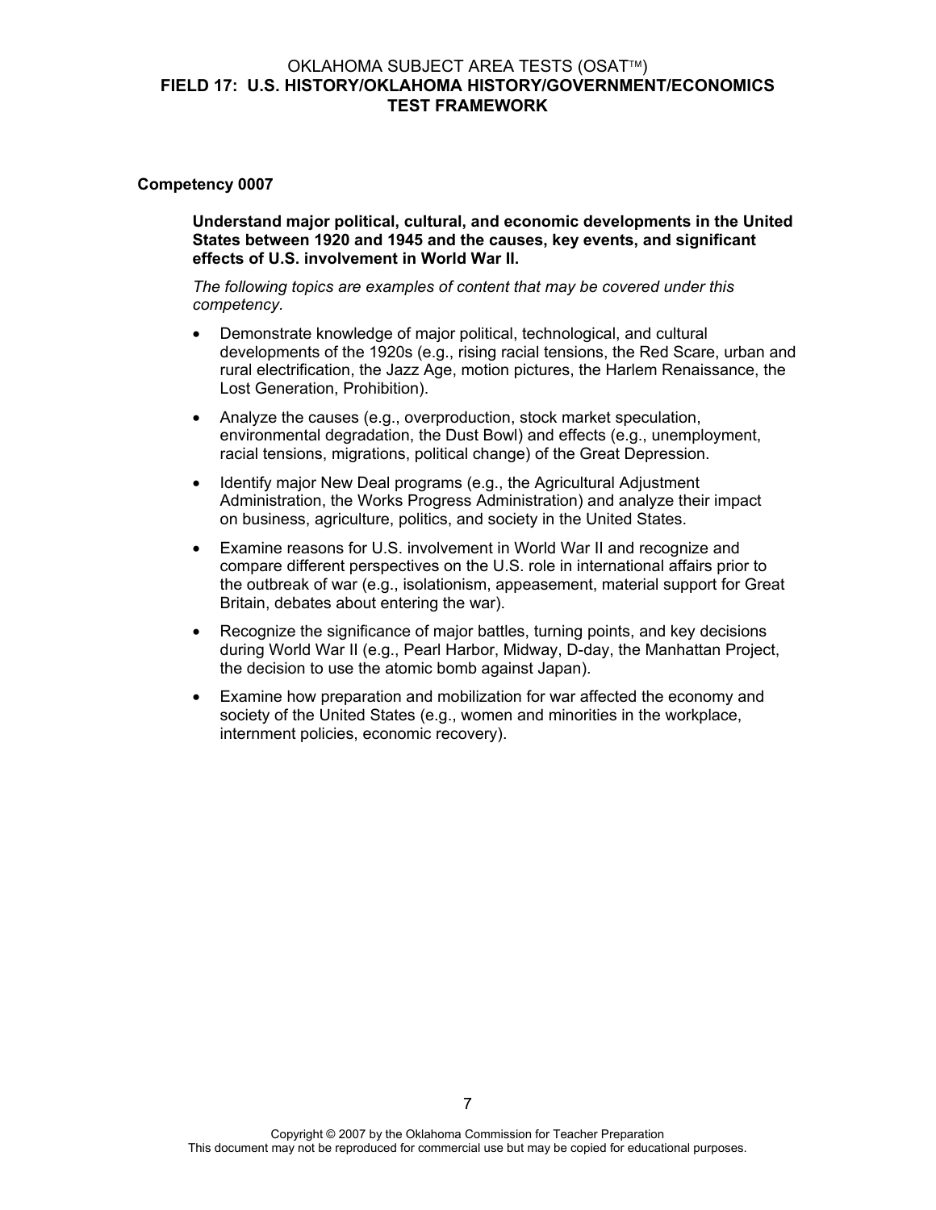## Competency 0007

**Understand major political, cultural, and economic developments in the United States between 1920 and 1945 and the causes, key events, and significant effects of U.S. involvement in World War II.**

*The following topics are examples of content that may be covered under this competency.*

- Demonstrate knowledge of major political, technological, and cultural developments of the 1920s (e.g., rising racial tensions, the Red Scare, urban and rural electrification, the Jazz Age, motion pictures, the Harlem Renaissance, the Lost Generation, Prohibition).
- Analyze the causes (e.g., overproduction, stock market speculation, environmental degradation, the Dust Bowl) and effects (e.g., unemployment, racial tensions, migrations, political change) of the Great Depression.
- Identify major New Deal programs (e.g., the Agricultural Adjustment Administration, the Works Progress Administration) and analyze their impact on business, agriculture, politics, and society in the United States.
- Examine reasons for U.S. involvement in World War II and recognize and compare different perspectives on the U.S. role in international affairs prior to the outbreak of war (e.g., isolationism, appeasement, material support for Great Britain, debates about entering the war).
- Recognize the significance of major battles, turning points, and key decisions during World War II (e.g., Pearl Harbor, Midway, D-day, the Manhattan Project, the decision to use the atomic bomb against Japan).
- Examine how preparation and mobilization for war affected the economy and society of the United States (e.g., women and minorities in the workplace, internment policies, economic recovery).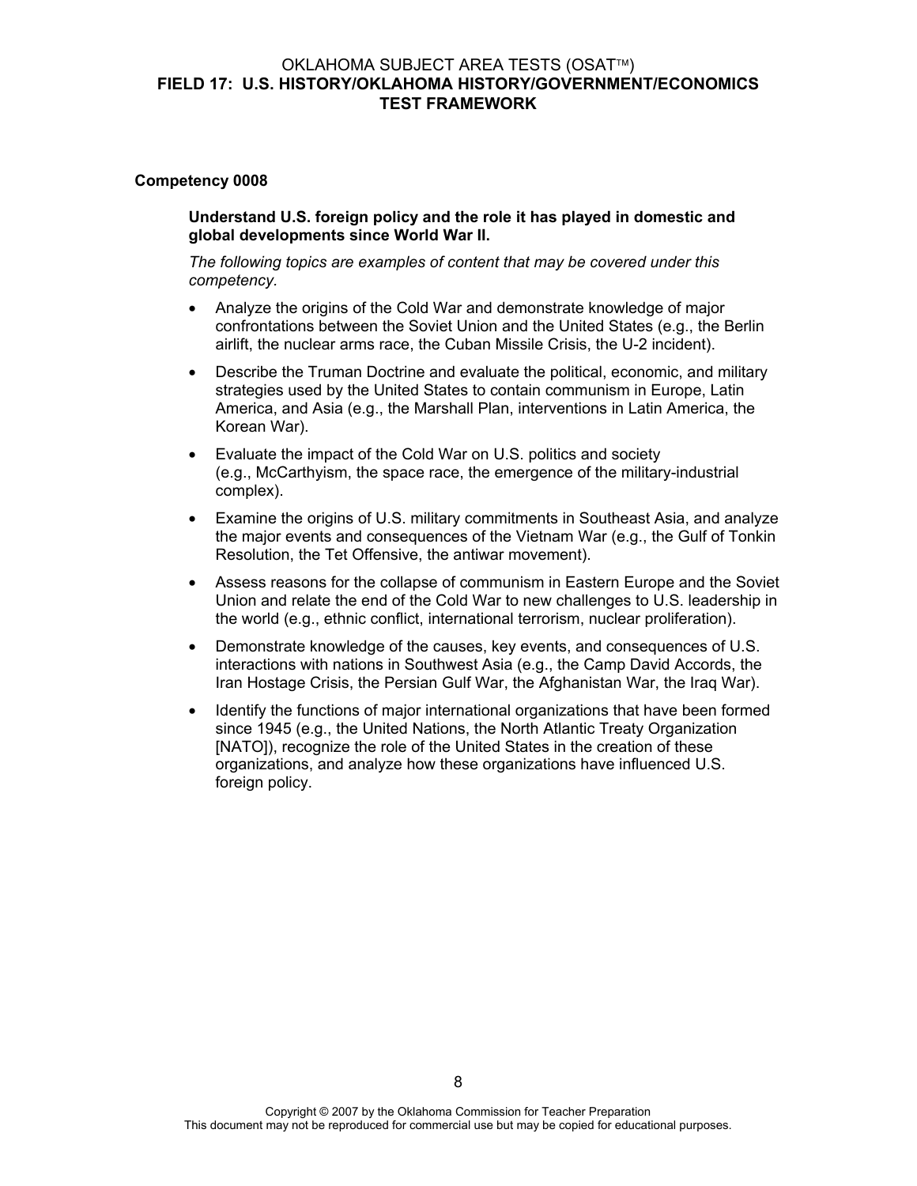## Competency 0008

**Understand U.S. foreign policy and the role it has played in domestic and global developments since World War II.**

*The following topics are examples of content that may be covered under this competency.*

- Analyze the origins of the Cold War and demonstrate knowledge of major confrontations between the Soviet Union and the United States (e.g., the Berlin airlift, the nuclear arms race, the Cuban Missile Crisis, the U-2 incident).
- Describe the Truman Doctrine and evaluate the political, economic, and military strategies used by the United States to contain communism in Europe, Latin America, and Asia (e.g., the Marshall Plan, interventions in Latin America, the Korean War).
- Evaluate the impact of the Cold War on U.S. politics and society (e.g., McCarthyism, the space race, the emergence of the military-industrial complex).
- Examine the origins of U.S. military commitments in Southeast Asia, and analyze the major events and consequences of the Vietnam War (e.g., the Gulf of Tonkin Resolution, the Tet Offensive, the antiwar movement).
- Assess reasons for the collapse of communism in Eastern Europe and the Soviet Union and relate the end of the Cold War to new challenges to U.S. leadership in the world (e.g., ethnic conflict, international terrorism, nuclear proliferation).
- Demonstrate knowledge of the causes, key events, and consequences of U.S. interactions with nations in Southwest Asia (e.g., the Camp David Accords, the Iran Hostage Crisis, the Persian Gulf War, the Afghanistan War, the Iraq War).
- Identify the functions of major international organizations that have been formed since 1945 (e.g., the United Nations, the North Atlantic Treaty Organization [NATO]), recognize the role of the United States in the creation of these organizations, and analyze how these organizations have influenced U.S. foreign policy.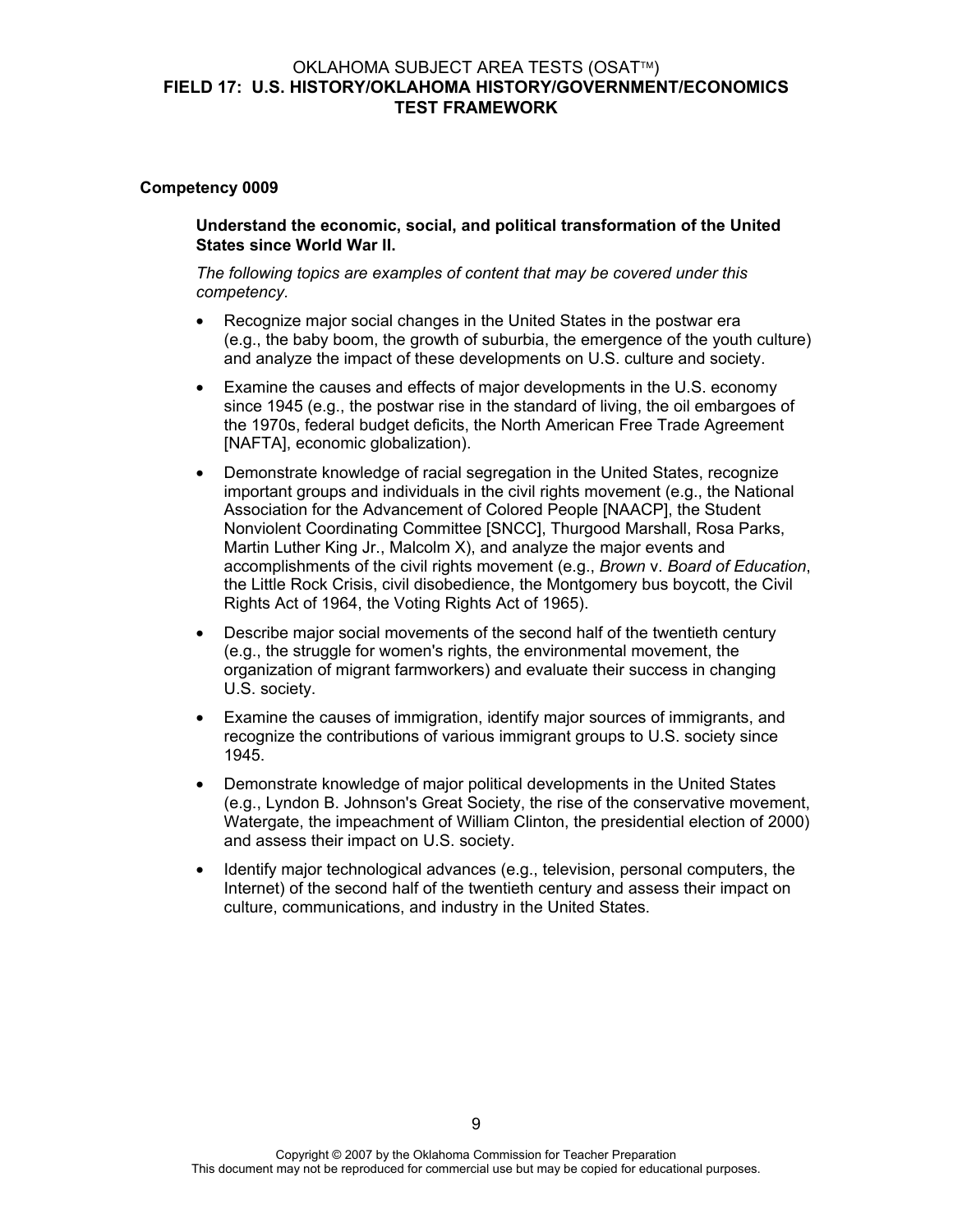## Competency 0009

**Understand the economic, social, and political transformation of the United States since World War II.**

*The following topics are examples of content that may be covered under this competency.*

- Recognize major social changes in the United States in the postwar era (e.g., the baby boom, the growth of suburbia, the emergence of the youth culture) and analyze the impact of these developments on U.S. culture and society.
- Examine the causes and effects of major developments in the U.S. economy since 1945 (e.g., the postwar rise in the standard of living, the oil embargoes of the 1970s, federal budget deficits, the North American Free Trade Agreement [NAFTA], economic globalization).
- Demonstrate knowledge of racial segregation in the United States, recognize important groups and individuals in the civil rights movement (e.g., the National Association for the Advancement of Colored People [NAACP], the Student Nonviolent Coordinating Committee [SNCC], Thurgood Marshall, Rosa Parks, Martin Luther King Jr., Malcolm X), and analyze the major events and accomplishments of the civil rights movement (e.g., *Brown* v. *Board of Education*, the Little Rock Crisis, civil disobedience, the Montgomery bus boycott, the Civil Rights Act of 1964, the Voting Rights Act of 1965).
- Describe major social movements of the second half of the twentieth century (e.g., the struggle for women's rights, the environmental movement, the organization of migrant farmworkers) and evaluate their success in changing U.S. society.
- Examine the causes of immigration, identify major sources of immigrants, and recognize the contributions of various immigrant groups to U.S. society since 1945.
- Demonstrate knowledge of major political developments in the United States (e.g., Lyndon B. Johnson's Great Society, the rise of the conservative movement, Watergate, the impeachment of William Clinton, the presidential election of 2000) and assess their impact on U.S. society.
- Identify major technological advances (e.g., television, personal computers, the Internet) of the second half of the twentieth century and assess their impact on culture, communications, and industry in the United States.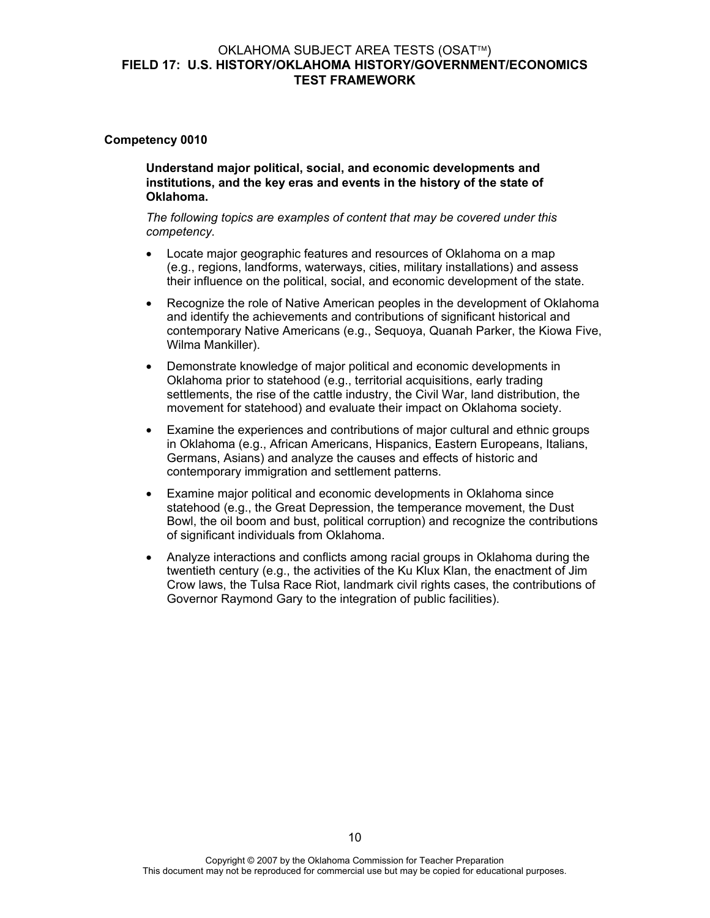## Competency 0010

**Understand major political, social, and economic developments and institutions, and the key eras and events in the history of the state of Oklahoma.**

*The following topics are examples of content that may be covered under this competency.*

- Locate major geographic features and resources of Oklahoma on a map (e.g., regions, landforms, waterways, cities, military installations) and assess their influence on the political, social, and economic development of the state.
- Recognize the role of Native American peoples in the development of Oklahoma and identify the achievements and contributions of significant historical and contemporary Native Americans (e.g., Sequoya, Quanah Parker, the Kiowa Five, Wilma Mankiller).
- Demonstrate knowledge of major political and economic developments in Oklahoma prior to statehood (e.g., territorial acquisitions, early trading settlements, the rise of the cattle industry, the Civil War, land distribution, the movement for statehood) and evaluate their impact on Oklahoma society.
- Examine the experiences and contributions of major cultural and ethnic groups in Oklahoma (e.g., African Americans, Hispanics, Eastern Europeans, Italians, Germans, Asians) and analyze the causes and effects of historic and contemporary immigration and settlement patterns.
- Examine major political and economic developments in Oklahoma since statehood (e.g., the Great Depression, the temperance movement, the Dust Bowl, the oil boom and bust, political corruption) and recognize the contributions of significant individuals from Oklahoma.
- Analyze interactions and conflicts among racial groups in Oklahoma during the twentieth century (e.g., the activities of the Ku Klux Klan, the enactment of Jim Crow laws, the Tulsa Race Riot, landmark civil rights cases, the contributions of Governor Raymond Gary to the integration of public facilities).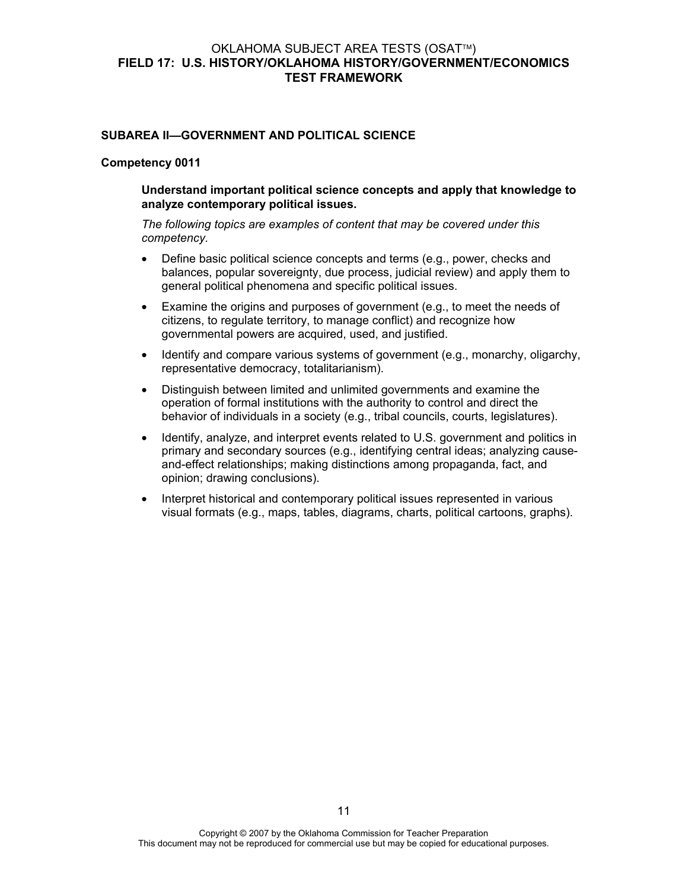## SUBAREA II—GOVERNMENT AND POLITICAL SCIENCE

### Competency 0011

**Understand important political science concepts and apply that knowledge to analyze contemporary political issues.**

*The following topics are examples of content that may be covered under this competency.*

- Define basic political science concepts and terms (e.g., power, checks and balances, popular sovereignty, due process, judicial review) and apply them to general political phenomena and specific political issues.
- Examine the origins and purposes of government (e.g., to meet the needs of citizens, to regulate territory, to manage conflict) and recognize how governmental powers are acquired, used, and justified.
- Identify and compare various systems of government (e.g., monarchy, oligarchy, representative democracy, totalitarianism).
- Distinguish between limited and unlimited governments and examine the operation of formal institutions with the authority to control and direct the behavior of individuals in a society (e.g., tribal councils, courts, legislatures).
- Identify, analyze, and interpret events related to U.S. government and politics in primary and secondary sources (e.g., identifying central ideas; analyzing cause-and-effect relationships; making distinctions among propaganda, fact, and opinion; drawing conclusions).
- Interpret historical and contemporary political issues represented in various visual formats (e.g., maps, tables, diagrams, charts, political cartoons, graphs).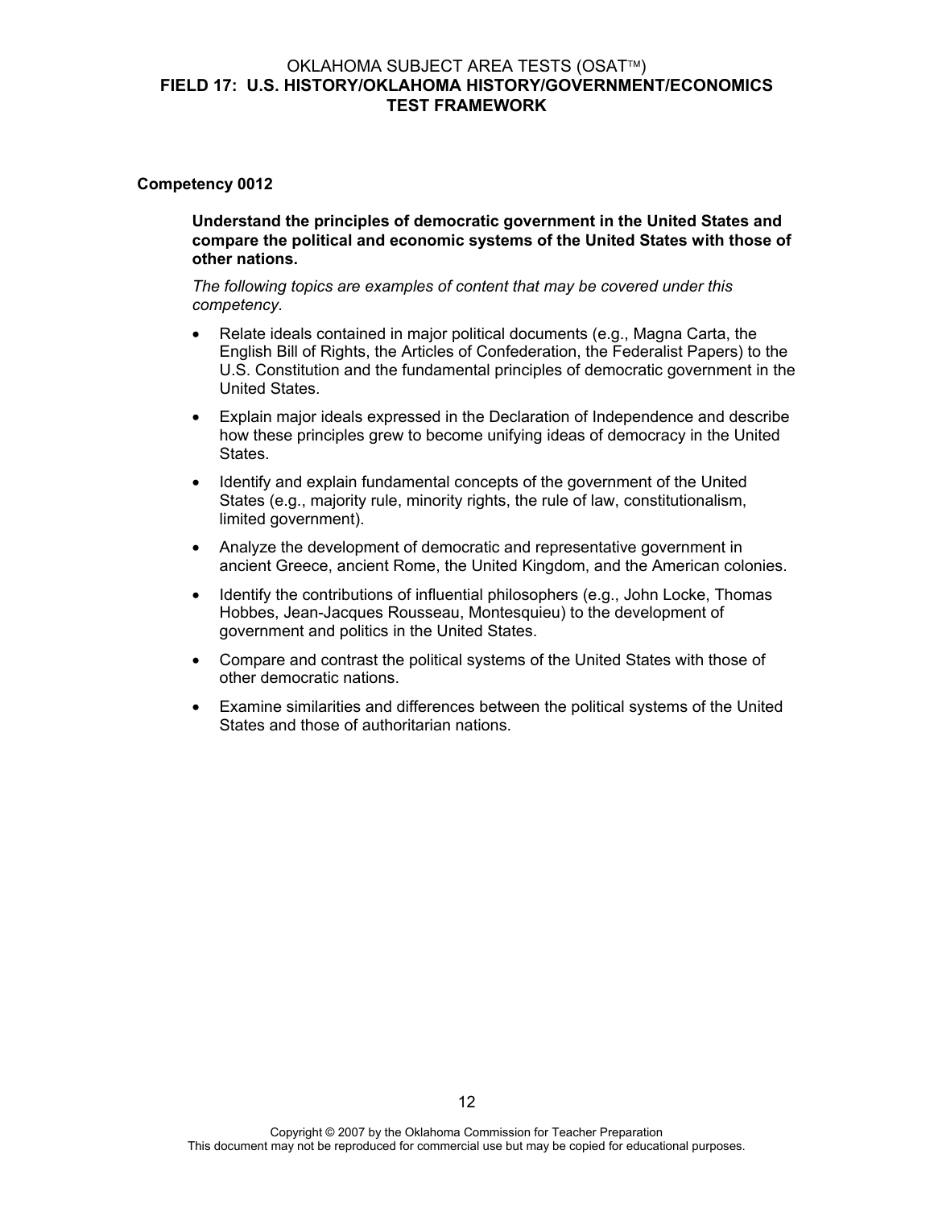## Competency 0012

**Understand the principles of democratic government in the United States and compare the political and economic systems of the United States with those of other nations.**

*The following topics are examples of content that may be covered under this competency.*

- Relate ideals contained in major political documents (e.g., Magna Carta, the English Bill of Rights, the Articles of Confederation, the Federalist Papers) to the U.S. Constitution and the fundamental principles of democratic government in the United States.
- Explain major ideals expressed in the Declaration of Independence and describe how these principles grew to become unifying ideas of democracy in the United States.
- Identify and explain fundamental concepts of the government of the United States (e.g., majority rule, minority rights, the rule of law, constitutionalism, limited government).
- Analyze the development of democratic and representative government in ancient Greece, ancient Rome, the United Kingdom, and the American colonies.
- Identify the contributions of influential philosophers (e.g., John Locke, Thomas Hobbes, Jean-Jacques Rousseau, Montesquieu) to the development of government and politics in the United States.
- Compare and contrast the political systems of the United States with those of other democratic nations.
- Examine similarities and differences between the political systems of the United States and those of authoritarian nations.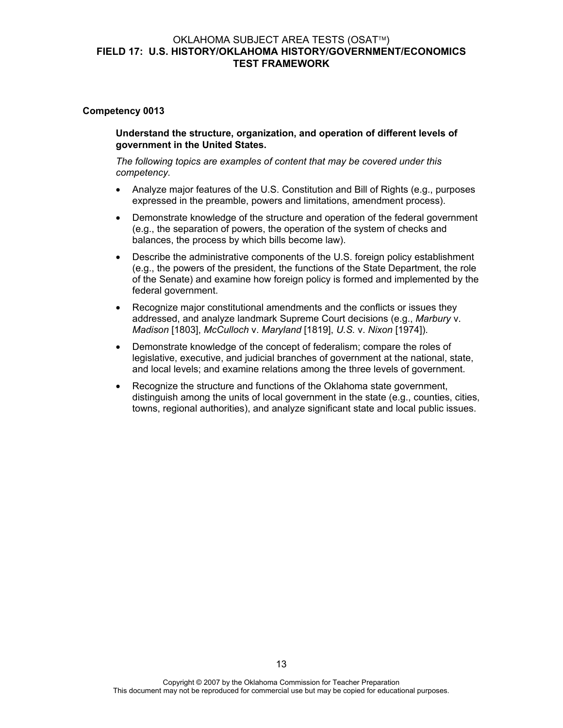## Competency 0013

**Understand the structure, organization, and operation of different levels of government in the United States.**

*The following topics are examples of content that may be covered under this competency.*

- Analyze major features of the U.S. Constitution and Bill of Rights (e.g., purposes expressed in the preamble, powers and limitations, amendment process).
- Demonstrate knowledge of the structure and operation of the federal government (e.g., the separation of powers, the operation of the system of checks and balances, the process by which bills become law).
- Describe the administrative components of the U.S. foreign policy establishment (e.g., the powers of the president, the functions of the State Department, the role of the Senate) and examine how foreign policy is formed and implemented by the federal government.
- Recognize major constitutional amendments and the conflicts or issues they addressed, and analyze landmark Supreme Court decisions (e.g., *Marbury* v. *Madison* [1803], *McCulloch* v. *Maryland* [1819], *U.S.* v. *Nixon* [1974]).
- Demonstrate knowledge of the concept of federalism; compare the roles of legislative, executive, and judicial branches of government at the national, state, and local levels; and examine relations among the three levels of government.
- Recognize the structure and functions of the Oklahoma state government, distinguish among the units of local government in the state (e.g., counties, cities, towns, regional authorities), and analyze significant state and local public issues.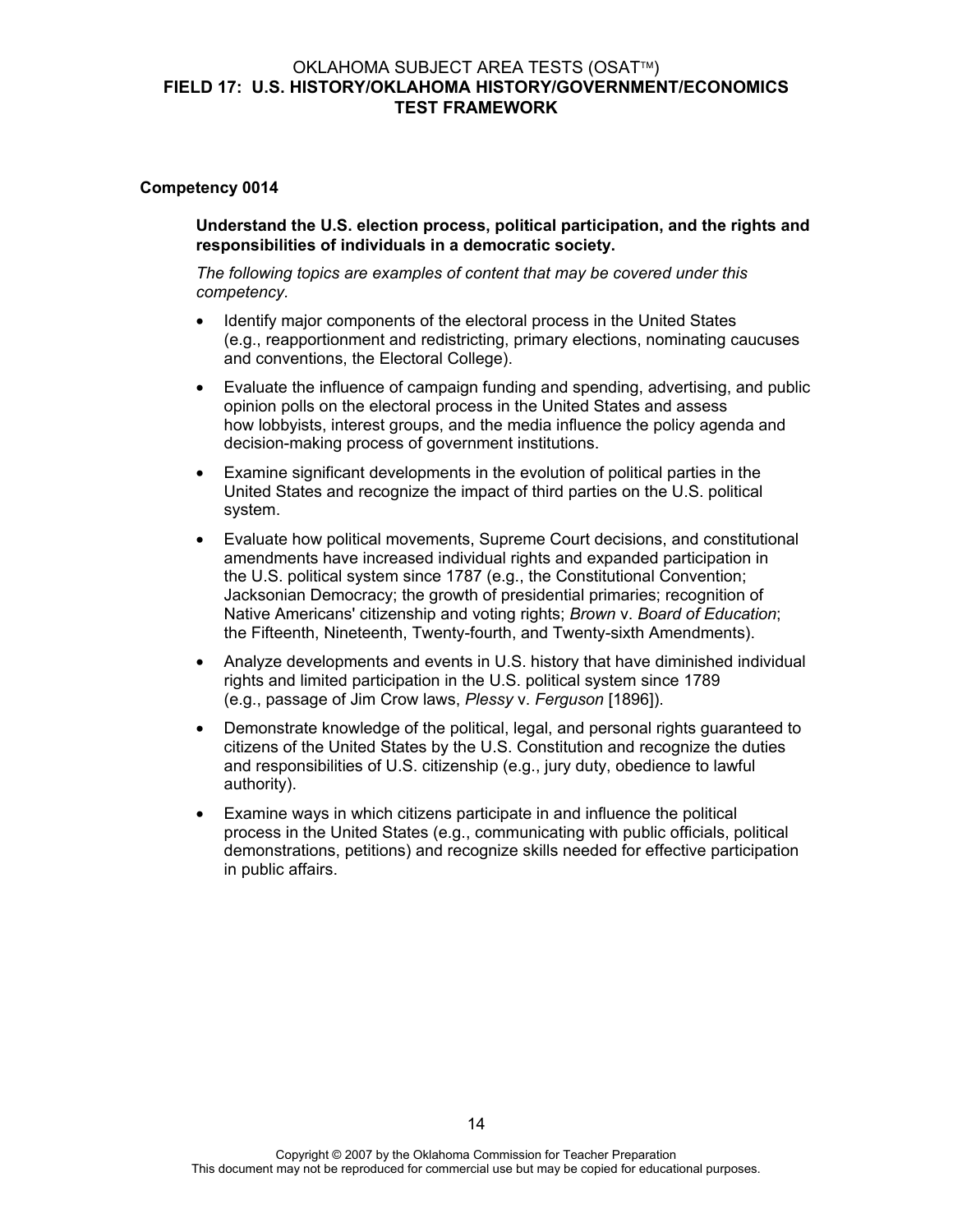**Competency 0014**

**Understand the U.S. election process, political participation, and the rights and responsibilities of individuals in a democratic society.**

*The following topics are examples of content that may be covered under this competency.*

- Identify major components of the electoral process in the United States (e.g., reapportionment and redistricting, primary elections, nominating caucuses and conventions, the Electoral College).
- Evaluate the influence of campaign funding and spending, advertising, and public opinion polls on the electoral process in the United States and assess how lobbyists, interest groups, and the media influence the policy agenda and decision-making process of government institutions.
- Examine significant developments in the evolution of political parties in the United States and recognize the impact of third parties on the U.S. political system.
- Evaluate how political movements, Supreme Court decisions, and constitutional amendments have increased individual rights and expanded participation in the U.S. political system since 1787 (e.g., the Constitutional Convention; Jacksonian Democracy; the growth of presidential primaries; recognition of Native Americans' citizenship and voting rights; *Brown* v. *Board of Education*; the Fifteenth, Nineteenth, Twenty-fourth, and Twenty-sixth Amendments).
- Analyze developments and events in U.S. history that have diminished individual rights and limited participation in the U.S. political system since 1789 (e.g., passage of Jim Crow laws, *Plessy* v. *Ferguson* [1896]).
- Demonstrate knowledge of the political, legal, and personal rights guaranteed to citizens of the United States by the U.S. Constitution and recognize the duties and responsibilities of U.S. citizenship (e.g., jury duty, obedience to lawful authority).
- Examine ways in which citizens participate in and influence the political process in the United States (e.g., communicating with public officials, political demonstrations, petitions) and recognize skills needed for effective participation in public affairs.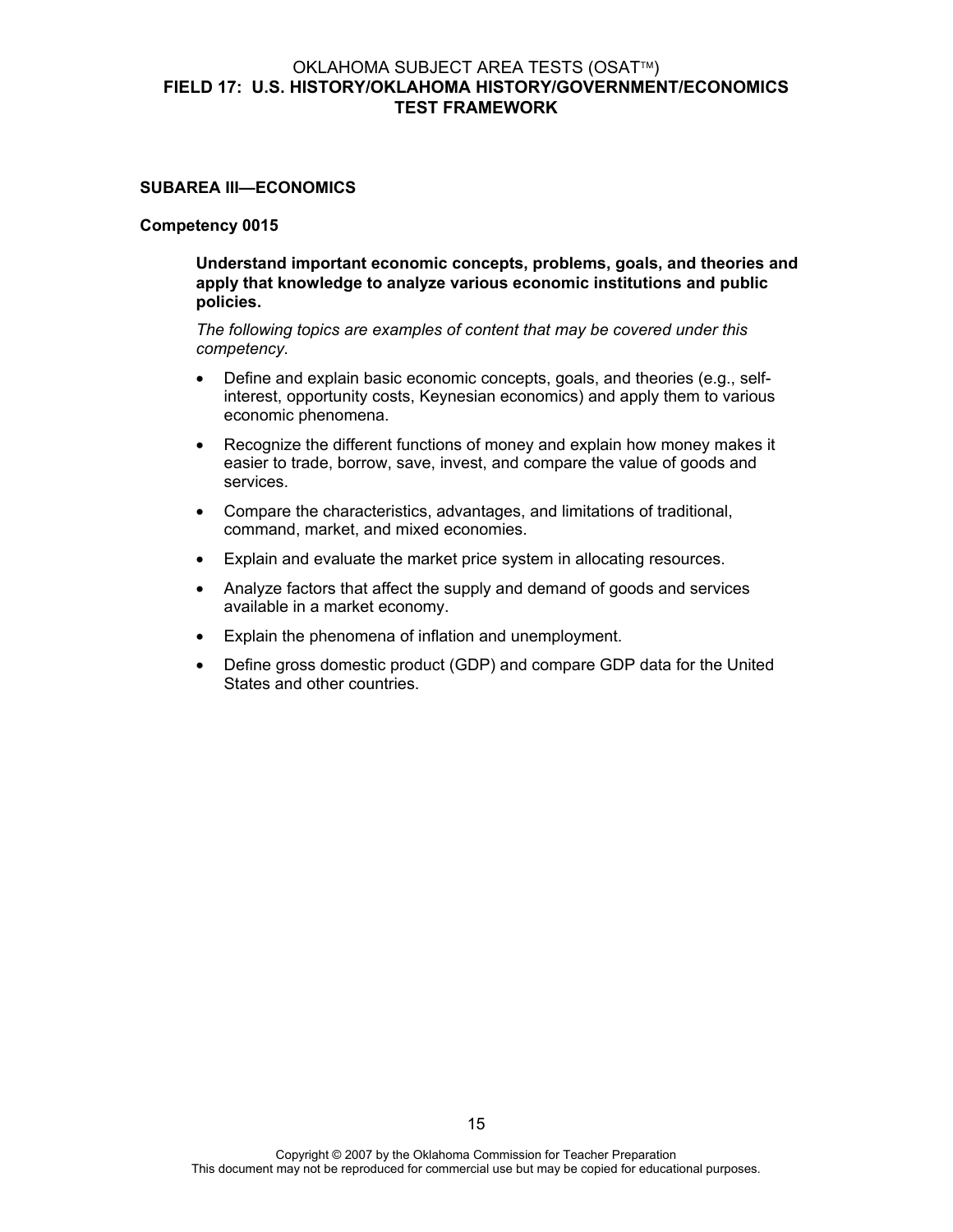## SUBAREA III—ECONOMICS

### Competency 0015

**Understand important economic concepts, problems, goals, and theories and apply that knowledge to analyze various economic institutions and public policies.**

*The following topics are examples of content that may be covered under this competency.*

- Define and explain basic economic concepts, goals, and theories (e.g., self-interest, opportunity costs, Keynesian economics) and apply them to various economic phenomena.
- Recognize the different functions of money and explain how money makes it easier to trade, borrow, save, invest, and compare the value of goods and services.
- Compare the characteristics, advantages, and limitations of traditional, command, market, and mixed economies.
- Explain and evaluate the market price system in allocating resources.
- Analyze factors that affect the supply and demand of goods and services available in a market economy.
- Explain the phenomena of inflation and unemployment.
- Define gross domestic product (GDP) and compare GDP data for the United States and other countries.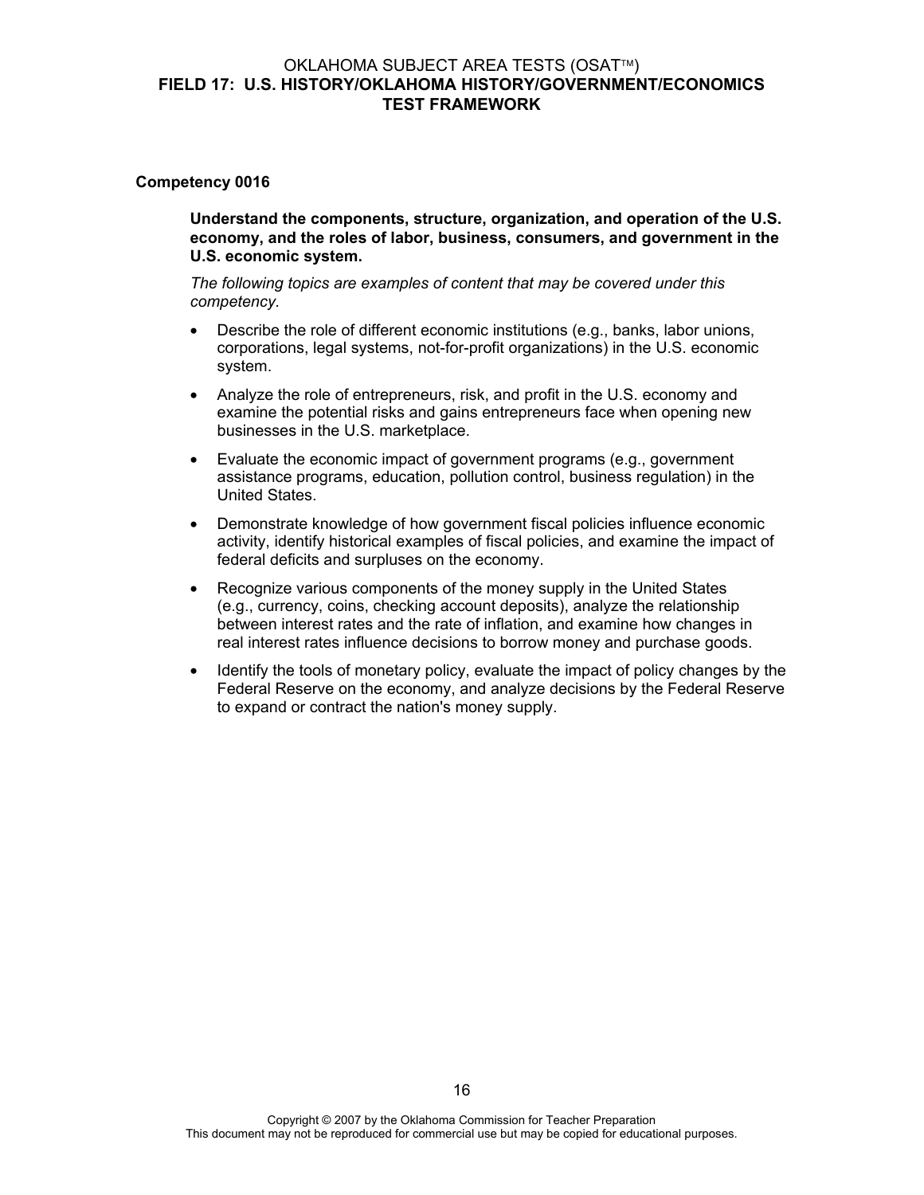**Competency 0016**

**Understand the components, structure, organization, and operation of the U.S. economy, and the roles of labor, business, consumers, and government in the U.S. economic system.**

*The following topics are examples of content that may be covered under this competency.*

- Describe the role of different economic institutions (e.g., banks, labor unions, corporations, legal systems, not-for-profit organizations) in the U.S. economic system.
- Analyze the role of entrepreneurs, risk, and profit in the U.S. economy and examine the potential risks and gains entrepreneurs face when opening new businesses in the U.S. marketplace.
- Evaluate the economic impact of government programs (e.g., government assistance programs, education, pollution control, business regulation) in the United States.
- Demonstrate knowledge of how government fiscal policies influence economic activity, identify historical examples of fiscal policies, and examine the impact of federal deficits and surpluses on the economy.
- Recognize various components of the money supply in the United States (e.g., currency, coins, checking account deposits), analyze the relationship between interest rates and the rate of inflation, and examine how changes in real interest rates influence decisions to borrow money and purchase goods.
- Identify the tools of monetary policy, evaluate the impact of policy changes by the Federal Reserve on the economy, and analyze decisions by the Federal Reserve to expand or contract the nation's money supply.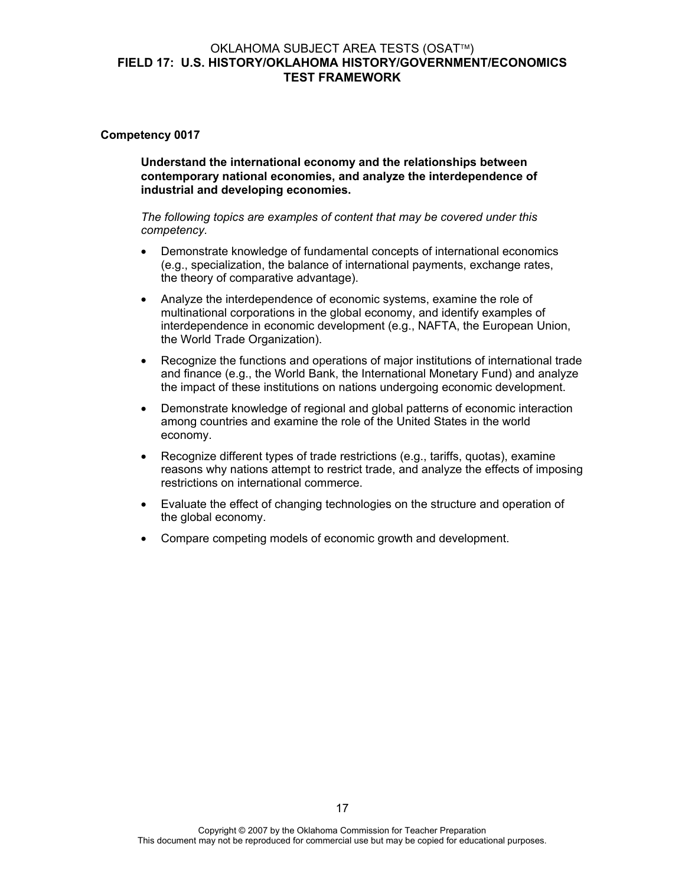**Competency 0017**

**Understand the international economy and the relationships between contemporary national economies, and analyze the interdependence of industrial and developing economies.**

*The following topics are examples of content that may be covered under this competency.*

- Demonstrate knowledge of fundamental concepts of international economics (e.g., specialization, the balance of international payments, exchange rates, the theory of comparative advantage).
- Analyze the interdependence of economic systems, examine the role of multinational corporations in the global economy, and identify examples of interdependence in economic development (e.g., NAFTA, the European Union, the World Trade Organization).
- Recognize the functions and operations of major institutions of international trade and finance (e.g., the World Bank, the International Monetary Fund) and analyze the impact of these institutions on nations undergoing economic development.
- Demonstrate knowledge of regional and global patterns of economic interaction among countries and examine the role of the United States in the world economy.
- Recognize different types of trade restrictions (e.g., tariffs, quotas), examine reasons why nations attempt to restrict trade, and analyze the effects of imposing restrictions on international commerce.
- Evaluate the effect of changing technologies on the structure and operation of the global economy.
- Compare competing models of economic growth and development.